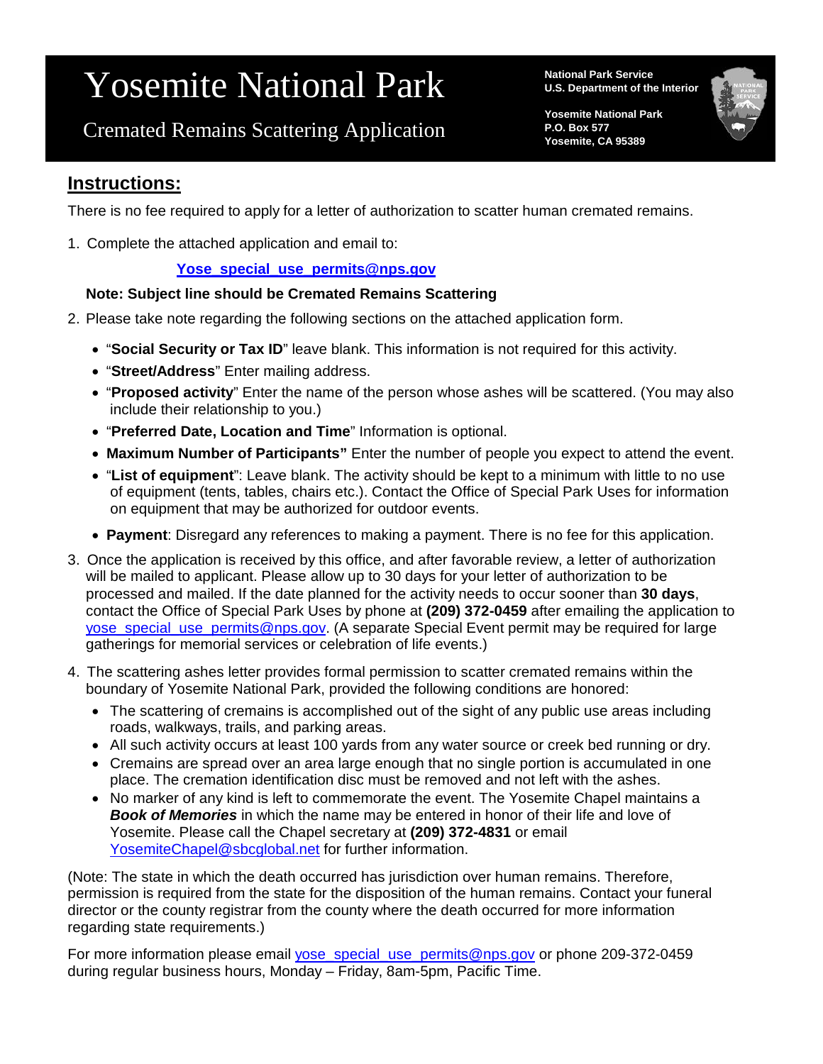# Yosemite National Park

## Cremated Remains Scattering Application

**National Park Service**
**U.S. Department of the Interior**

**Yosemite National Park**
**P.O. Box 577**
**Yosemite, CA 95389**

## Instructions:

There is no fee required to apply for a letter of authorization to scatter human cremated remains.

1. Complete the attached application and email to:

   **Yose_special_use_permits@nps.gov**

   **Note: Subject line should be Cremated Remains Scattering**

2. Please take note regarding the following sections on the attached application form.
   - "**Social Security or Tax ID**" leave blank. This information is not required for this activity.
   - "**Street/Address**" Enter mailing address.
   - "**Proposed activity**" Enter the name of the person whose ashes will be scattered. (You may also include their relationship to you.)
   - "**Preferred Date, Location and Time**" Information is optional.
   - **Maximum Number of Participants"** Enter the number of people you expect to attend the event.
   - "**List of equipment**": Leave blank. The activity should be kept to a minimum with little to no use of equipment (tents, tables, chairs etc.). Contact the Office of Special Park Uses for information on equipment that may be authorized for outdoor events.
   - **Payment**: Disregard any references to making a payment. There is no fee for this application.

3. Once the application is received by this office, and after favorable review, a letter of authorization will be mailed to applicant. Please allow up to 30 days for your letter of authorization to be processed and mailed. If the date planned for the activity needs to occur sooner than **30 days**, contact the Office of Special Park Uses by phone at **(209) 372-0459** after emailing the application to yose_special_use_permits@nps.gov. (A separate Special Event permit may be required for large gatherings for memorial services or celebration of life events.)

4. The scattering ashes letter provides formal permission to scatter cremated remains within the boundary of Yosemite National Park, provided the following conditions are honored:
   - The scattering of cremains is accomplished out of the sight of any public use areas including roads, walkways, trails, and parking areas.
   - All such activity occurs at least 100 yards from any water source or creek bed running or dry.
   - Cremains are spread over an area large enough that no single portion is accumulated in one place. The cremation identification disc must be removed and not left with the ashes.
   - No marker of any kind is left to commemorate the event. The Yosemite Chapel maintains a ***Book of Memories*** in which the name may be entered in honor of their life and love of Yosemite. Please call the Chapel secretary at **(209) 372-4831** or email YosemiteChapel@sbcglobal.net for further information.

(Note: The state in which the death occurred has jurisdiction over human remains. Therefore, permission is required from the state for the disposition of the human remains. Contact your funeral director or the county registrar from the county where the death occurred for more information regarding state requirements.)

For more information please email yose_special_use_permits@nps.gov or phone 209-372-0459 during regular business hours, Monday – Friday, 8am-5pm, Pacific Time.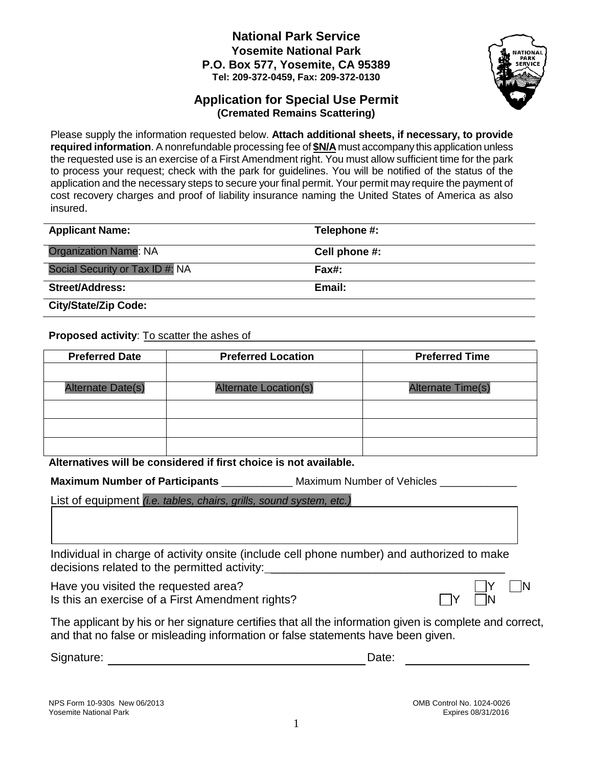**National Park Service**
**Yosemite National Park**
**P.O. Box 577, Yosemite, CA 95389**
**Tel: 209-372-0459, Fax: 209-372-0130**

## Application for Special Use Permit
**(Cremated Remains Scattering)**

Please supply the information requested below. **Attach additional sheets, if necessary, to provide required information**. A nonrefundable processing fee of **$N/A** must accompany this application unless the requested use is an exercise of a First Amendment right. You must allow sufficient time for the park to process your request; check with the park for guidelines. You will be notified of the status of the application and the necessary steps to secure your final permit. Your permit may require the payment of cost recovery charges and proof of liability insurance naming the United States of America as also insured.

| | |
|---|---|
| **Applicant Name:** | **Telephone #:** |
| Organization Name: NA | **Cell phone #:** |
| Social Security or Tax ID #: NA | **Fax#:** |
| **Street/Address:** | **Email:** |
| **City/State/Zip Code:** | |

**Proposed activity**: To scatter the ashes of ____________________

| Preferred Date | Preferred Location | Preferred Time |
|---|---|---|
| | | |
| Alternate Date(s) | Alternate Location(s) | Alternate Time(s) |
| | | |
| | | |
| | | |

**Alternatives will be considered if first choice is not available.**

**Maximum Number of Participants** ____________ Maximum Number of Vehicles _____________

List of equipment *(i.e. tables, chairs, grills, sound system, etc.)*

Individual in charge of activity onsite (include cell phone number) and authorized to make decisions related to the permitted activity: ____________________________________

Have you visited the requested area? ☐Y ☐N

Is this an exercise of a First Amendment rights? ☐Y ☐N

The applicant by his or her signature certifies that all the information given is complete and correct, and that no false or misleading information or false statements have been given.

Signature: ________________________________________ Date: ____________________

NPS Form 10-930s New 06/2013
Yosemite National Park

OMB Control No. 1024-0026
Expires 08/31/2016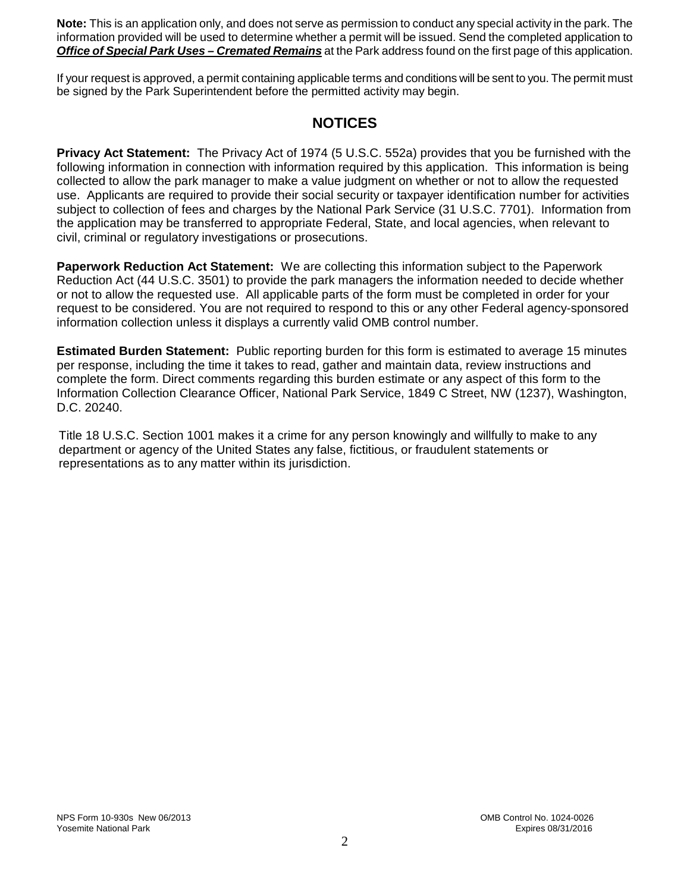**Note:** This is an application only, and does not serve as permission to conduct any special activity in the park. The information provided will be used to determine whether a permit will be issued. Send the completed application to ***Office of Special Park Uses – Cremated Remains*** at the Park address found on the first page of this application.

If your request is approved, a permit containing applicable terms and conditions will be sent to you. The permit must be signed by the Park Superintendent before the permitted activity may begin.

## NOTICES

**Privacy Act Statement:** The Privacy Act of 1974 (5 U.S.C. 552a) provides that you be furnished with the following information in connection with information required by this application. This information is being collected to allow the park manager to make a value judgment on whether or not to allow the requested use. Applicants are required to provide their social security or taxpayer identification number for activities subject to collection of fees and charges by the National Park Service (31 U.S.C. 7701). Information from the application may be transferred to appropriate Federal, State, and local agencies, when relevant to civil, criminal or regulatory investigations or prosecutions.

**Paperwork Reduction Act Statement:** We are collecting this information subject to the Paperwork Reduction Act (44 U.S.C. 3501) to provide the park managers the information needed to decide whether or not to allow the requested use. All applicable parts of the form must be completed in order for your request to be considered. You are not required to respond to this or any other Federal agency-sponsored information collection unless it displays a currently valid OMB control number.

**Estimated Burden Statement:** Public reporting burden for this form is estimated to average 15 minutes per response, including the time it takes to read, gather and maintain data, review instructions and complete the form. Direct comments regarding this burden estimate or any aspect of this form to the Information Collection Clearance Officer, National Park Service, 1849 C Street, NW (1237), Washington, D.C. 20240.

Title 18 U.S.C. Section 1001 makes it a crime for any person knowingly and willfully to make to any department or agency of the United States any false, fictitious, or fraudulent statements or representations as to any matter within its jurisdiction.